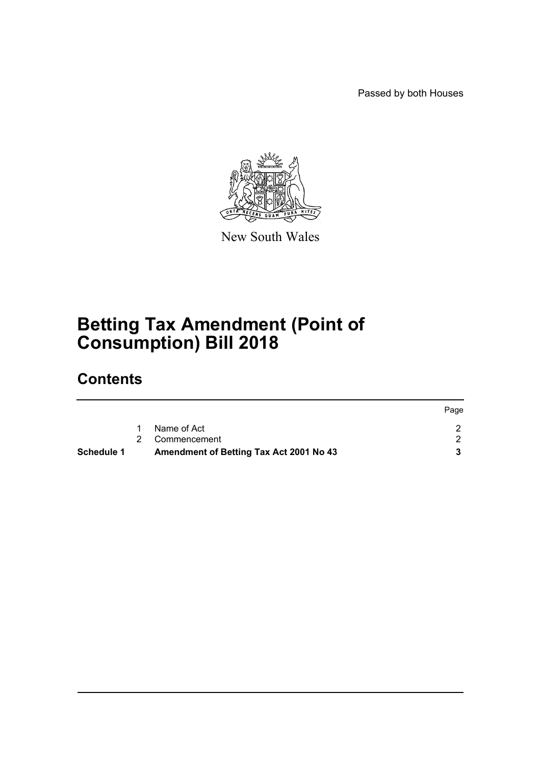Passed by both Houses

New South Wales

# Betting Tax Amendment (Point of Consumption) Bill 2018

## Contents

| | | | Page |
|---|---|---|---|
| | 1 | Name of Act | 2 |
| | 2 | Commencement | 2 |
| **Schedule 1** | | **Amendment of Betting Tax Act 2001 No 43** | **3** |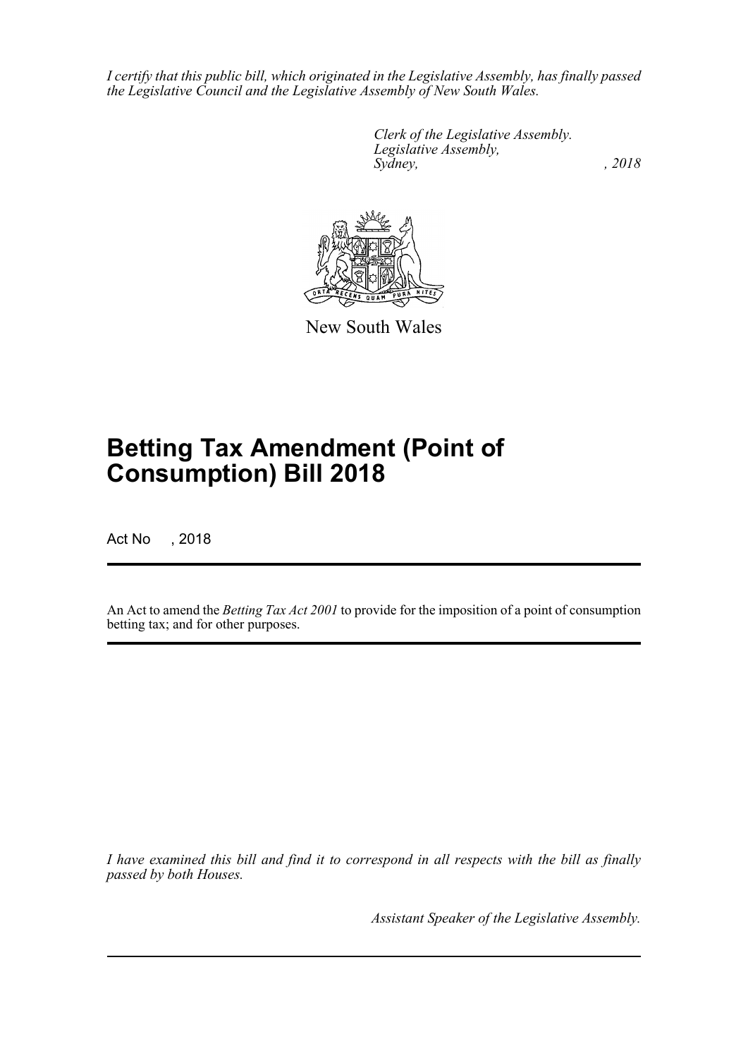*I certify that this public bill, which originated in the Legislative Assembly, has finally passed the Legislative Council and the Legislative Assembly of New South Wales.*

*Clerk of the Legislative Assembly.*
*Legislative Assembly,*
*Sydney, , 2018*

New South Wales

# Betting Tax Amendment (Point of Consumption) Bill 2018

Act No , 2018

An Act to amend the *Betting Tax Act 2001* to provide for the imposition of a point of consumption betting tax; and for other purposes.

*I have examined this bill and find it to correspond in all respects with the bill as finally passed by both Houses.*

*Assistant Speaker of the Legislative Assembly.*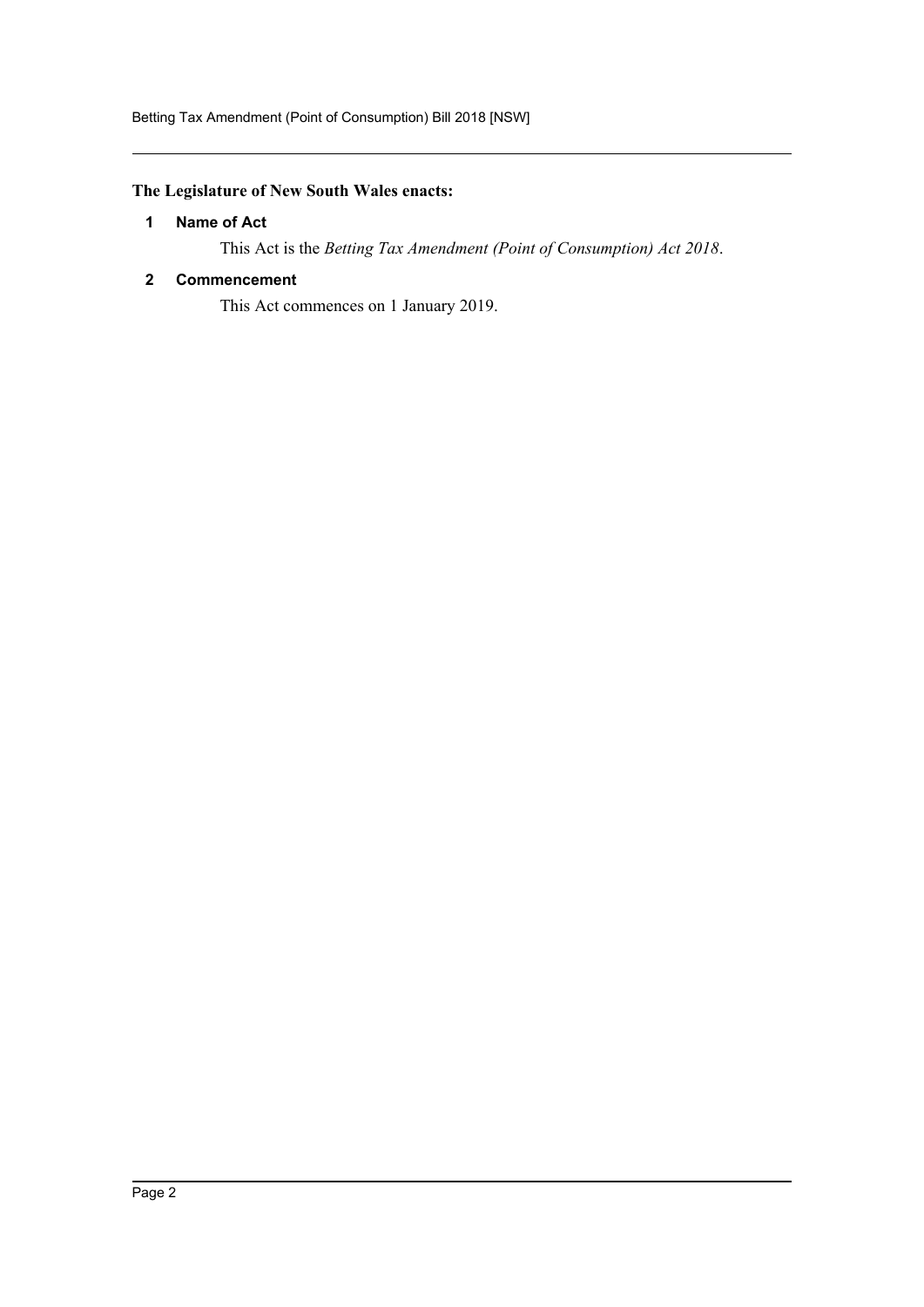**The Legislature of New South Wales enacts:**

### 1 Name of Act

This Act is the *Betting Tax Amendment (Point of Consumption) Act 2018*.

### 2 Commencement

This Act commences on 1 January 2019.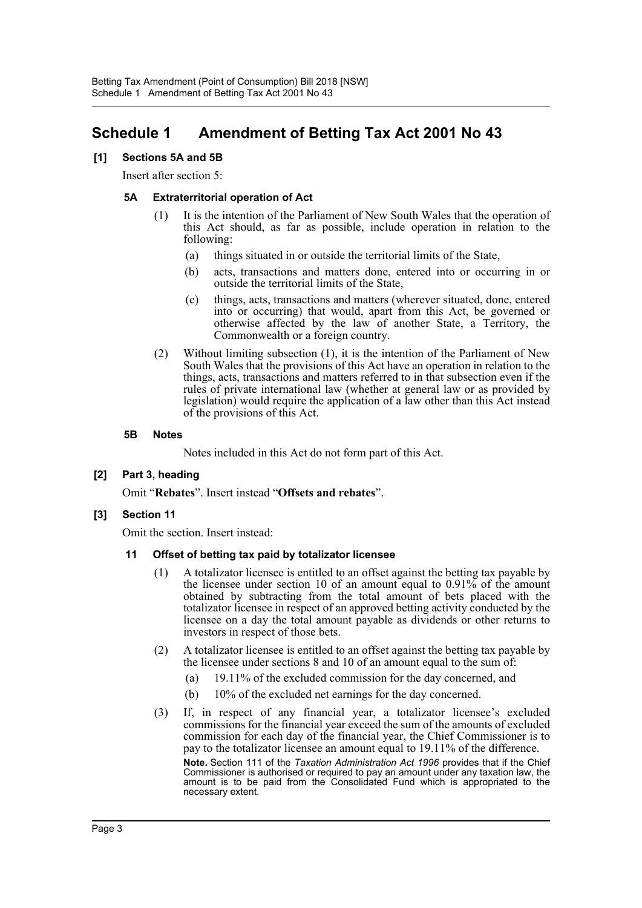# Schedule 1 Amendment of Betting Tax Act 2001 No 43

## [1] Sections 5A and 5B

Insert after section 5:

### 5A Extraterritorial operation of Act

(1) It is the intention of the Parliament of New South Wales that the operation of this Act should, as far as possible, include operation in relation to the following:

(a) things situated in or outside the territorial limits of the State,

(b) acts, transactions and matters done, entered into or occurring in or outside the territorial limits of the State,

(c) things, acts, transactions and matters (wherever situated, done, entered into or occurring) that would, apart from this Act, be governed or otherwise affected by the law of another State, a Territory, the Commonwealth or a foreign country.

(2) Without limiting subsection (1), it is the intention of the Parliament of New South Wales that the provisions of this Act have an operation in relation to the things, acts, transactions and matters referred to in that subsection even if the rules of private international law (whether at general law or as provided by legislation) would require the application of a law other than this Act instead of the provisions of this Act.

### 5B Notes

Notes included in this Act do not form part of this Act.

## [2] Part 3, heading

Omit "**Rebates**". Insert instead "**Offsets and rebates**".

## [3] Section 11

Omit the section. Insert instead:

### 11 Offset of betting tax paid by totalizator licensee

(1) A totalizator licensee is entitled to an offset against the betting tax payable by the licensee under section 10 of an amount equal to 0.91% of the amount obtained by subtracting from the total amount of bets placed with the totalizator licensee in respect of an approved betting activity conducted by the licensee on a day the total amount payable as dividends or other returns to investors in respect of those bets.

(2) A totalizator licensee is entitled to an offset against the betting tax payable by the licensee under sections 8 and 10 of an amount equal to the sum of:

(a) 19.11% of the excluded commission for the day concerned, and

(b) 10% of the excluded net earnings for the day concerned.

(3) If, in respect of any financial year, a totalizator licensee's excluded commissions for the financial year exceed the sum of the amounts of excluded commission for each day of the financial year, the Chief Commissioner is to pay to the totalizator licensee an amount equal to 19.11% of the difference.

**Note.** Section 111 of the *Taxation Administration Act 1996* provides that if the Chief Commissioner is authorised or required to pay an amount under any taxation law, the amount is to be paid from the Consolidated Fund which is appropriated to the necessary extent.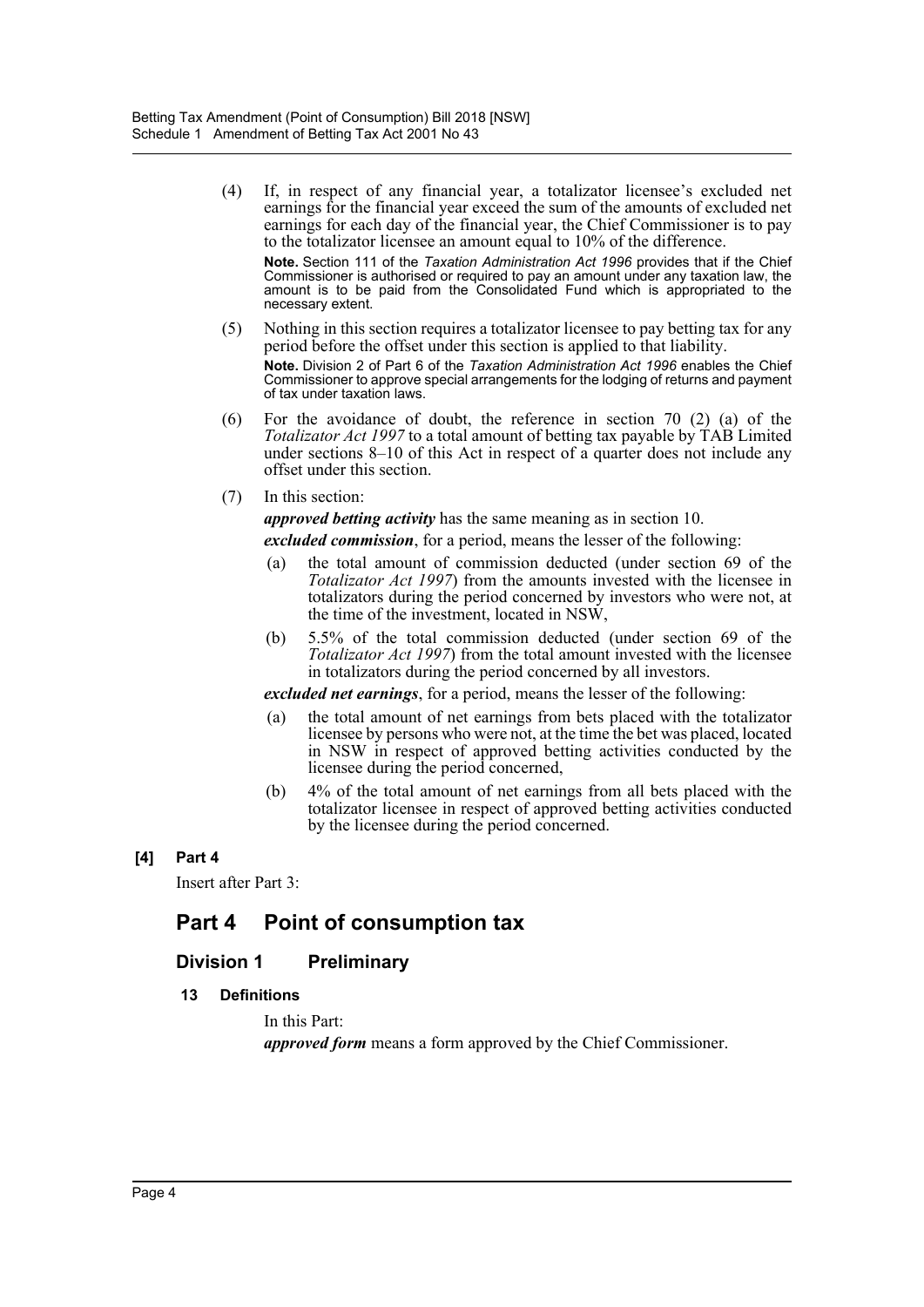(4) If, in respect of any financial year, a totalizator licensee's excluded net earnings for the financial year exceed the sum of the amounts of excluded net earnings for each day of the financial year, the Chief Commissioner is to pay to the totalizator licensee an amount equal to 10% of the difference.

**Note.** Section 111 of the *Taxation Administration Act 1996* provides that if the Chief Commissioner is authorised or required to pay an amount under any taxation law, the amount is to be paid from the Consolidated Fund which is appropriated to the necessary extent.

(5) Nothing in this section requires a totalizator licensee to pay betting tax for any period before the offset under this section is applied to that liability.

**Note.** Division 2 of Part 6 of the *Taxation Administration Act 1996* enables the Chief Commissioner to approve special arrangements for the lodging of returns and payment of tax under taxation laws.

(6) For the avoidance of doubt, the reference in section 70 (2) (a) of the *Totalizator Act 1997* to a total amount of betting tax payable by TAB Limited under sections 8–10 of this Act in respect of a quarter does not include any offset under this section.

(7) In this section:

***approved betting activity*** has the same meaning as in section 10.

***excluded commission***, for a period, means the lesser of the following:

(a) the total amount of commission deducted (under section 69 of the *Totalizator Act 1997*) from the amounts invested with the licensee in totalizators during the period concerned by investors who were not, at the time of the investment, located in NSW,

(b) 5.5% of the total commission deducted (under section 69 of the *Totalizator Act 1997*) from the total amount invested with the licensee in totalizators during the period concerned by all investors.

***excluded net earnings***, for a period, means the lesser of the following:

(a) the total amount of net earnings from bets placed with the totalizator licensee by persons who were not, at the time the bet was placed, located in NSW in respect of approved betting activities conducted by the licensee during the period concerned,

(b) 4% of the total amount of net earnings from all bets placed with the totalizator licensee in respect of approved betting activities conducted by the licensee during the period concerned.

**[4] Part 4**

Insert after Part 3:

## Part 4 Point of consumption tax

### Division 1 Preliminary

#### 13 Definitions

In this Part:

***approved form*** means a form approved by the Chief Commissioner.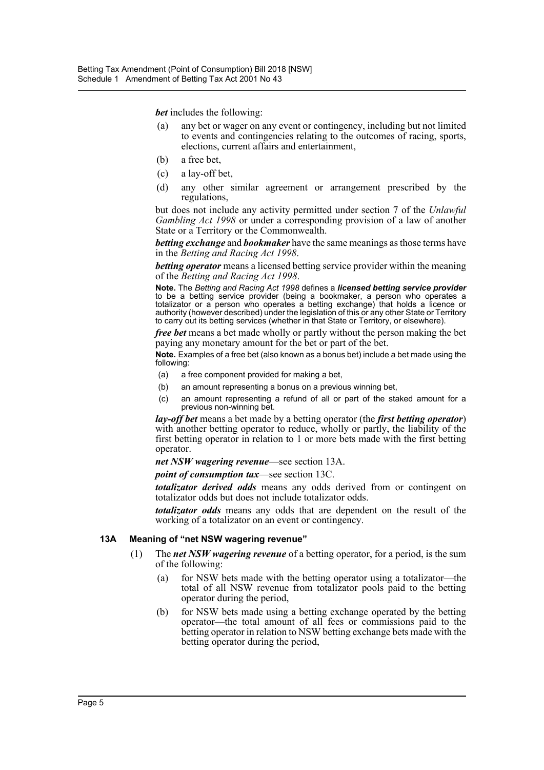***bet*** includes the following:

(a) any bet or wager on any event or contingency, including but not limited to events and contingencies relating to the outcomes of racing, sports, elections, current affairs and entertainment,

(b) a free bet,

(c) a lay-off bet,

(d) any other similar agreement or arrangement prescribed by the regulations,

but does not include any activity permitted under section 7 of the *Unlawful Gambling Act 1998* or under a corresponding provision of a law of another State or a Territory or the Commonwealth.

***betting exchange*** and ***bookmaker*** have the same meanings as those terms have in the *Betting and Racing Act 1998*.

***betting operator*** means a licensed betting service provider within the meaning of the *Betting and Racing Act 1998*.

**Note.** The *Betting and Racing Act 1998* defines a ***licensed betting service provider*** to be a betting service provider (being a bookmaker, a person who operates a totalizator or a person who operates a betting exchange) that holds a licence or authority (however described) under the legislation of this or any other State or Territory to carry out its betting services (whether in that State or Territory, or elsewhere).

***free bet*** means a bet made wholly or partly without the person making the bet paying any monetary amount for the bet or part of the bet.

**Note.** Examples of a free bet (also known as a bonus bet) include a bet made using the following:

(a) a free component provided for making a bet,

(b) an amount representing a bonus on a previous winning bet,

(c) an amount representing a refund of all or part of the staked amount for a previous non-winning bet.

***lay-off bet*** means a bet made by a betting operator (the ***first betting operator***) with another betting operator to reduce, wholly or partly, the liability of the first betting operator in relation to 1 or more bets made with the first betting operator.

***net NSW wagering revenue***—see section 13A.

***point of consumption tax***—see section 13C.

***totalizator derived odds*** means any odds derived from or contingent on totalizator odds but does not include totalizator odds.

***totalizator odds*** means any odds that are dependent on the result of the working of a totalizator on an event or contingency.

### 13A Meaning of "net NSW wagering revenue"

(1) The ***net NSW wagering revenue*** of a betting operator, for a period, is the sum of the following:

(a) for NSW bets made with the betting operator using a totalizator—the total of all NSW revenue from totalizator pools paid to the betting operator during the period,

(b) for NSW bets made using a betting exchange operated by the betting operator—the total amount of all fees or commissions paid to the betting operator in relation to NSW betting exchange bets made with the betting operator during the period,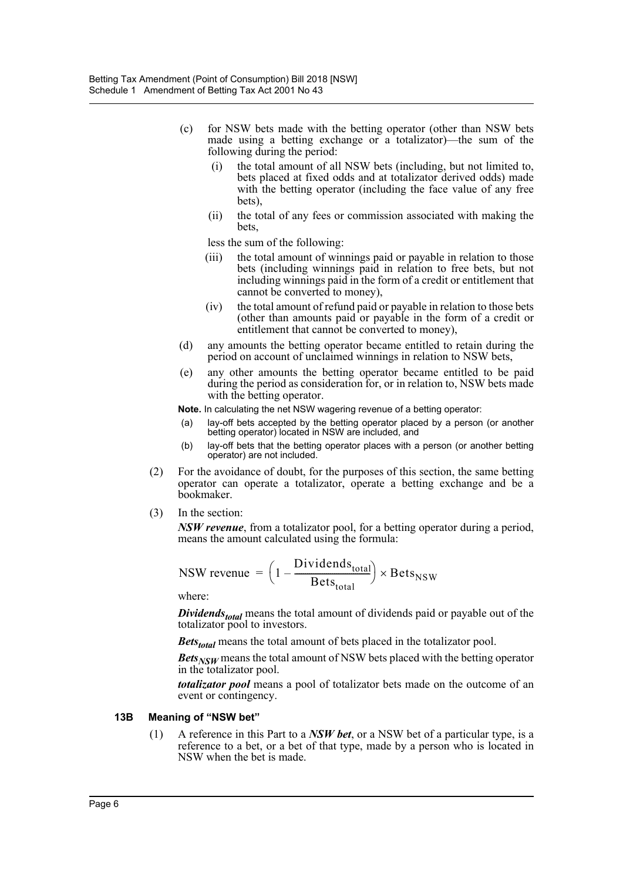(c) for NSW bets made with the betting operator (other than NSW bets made using a betting exchange or a totalizator)—the sum of the following during the period:

  (i) the total amount of all NSW bets (including, but not limited to, bets placed at fixed odds and at totalizator derived odds) made with the betting operator (including the face value of any free bets),

  (ii) the total of any fees or commission associated with making the bets,

  less the sum of the following:

  (iii) the total amount of winnings paid or payable in relation to those bets (including winnings paid in relation to free bets, but not including winnings paid in the form of a credit or entitlement that cannot be converted to money),

  (iv) the total amount of refund paid or payable in relation to those bets (other than amounts paid or payable in the form of a credit or entitlement that cannot be converted to money),

(d) any amounts the betting operator became entitled to retain during the period on account of unclaimed winnings in relation to NSW bets,

(e) any other amounts the betting operator became entitled to be paid during the period as consideration for, or in relation to, NSW bets made with the betting operator.

**Note.** In calculating the net NSW wagering revenue of a betting operator:

(a) lay-off bets accepted by the betting operator placed by a person (or another betting operator) located in NSW are included, and

(b) lay-off bets that the betting operator places with a person (or another betting operator) are not included.

(2) For the avoidance of doubt, for the purposes of this section, the same betting operator can operate a totalizator, operate a betting exchange and be a bookmaker.

(3) In the section:

***NSW revenue***, from a totalizator pool, for a betting operator during a period, means the amount calculated using the formula:

$$\text{NSW revenue} = \left(1 - \frac{\text{Dividends}_{\text{total}}}{\text{Bets}_{\text{total}}}\right) \times \text{Bets}_{\text{NSW}}$$

where:

***$Dividends_{total}$*** means the total amount of dividends paid or payable out of the totalizator pool to investors.

***$Bets_{total}$*** means the total amount of bets placed in the totalizator pool.

***$Bets_{NSW}$*** means the total amount of NSW bets placed with the betting operator in the totalizator pool.

***totalizator pool*** means a pool of totalizator bets made on the outcome of an event or contingency.

### 13B Meaning of "NSW bet"

(1) A reference in this Part to a ***NSW bet***, or a NSW bet of a particular type, is a reference to a bet, or a bet of that type, made by a person who is located in NSW when the bet is made.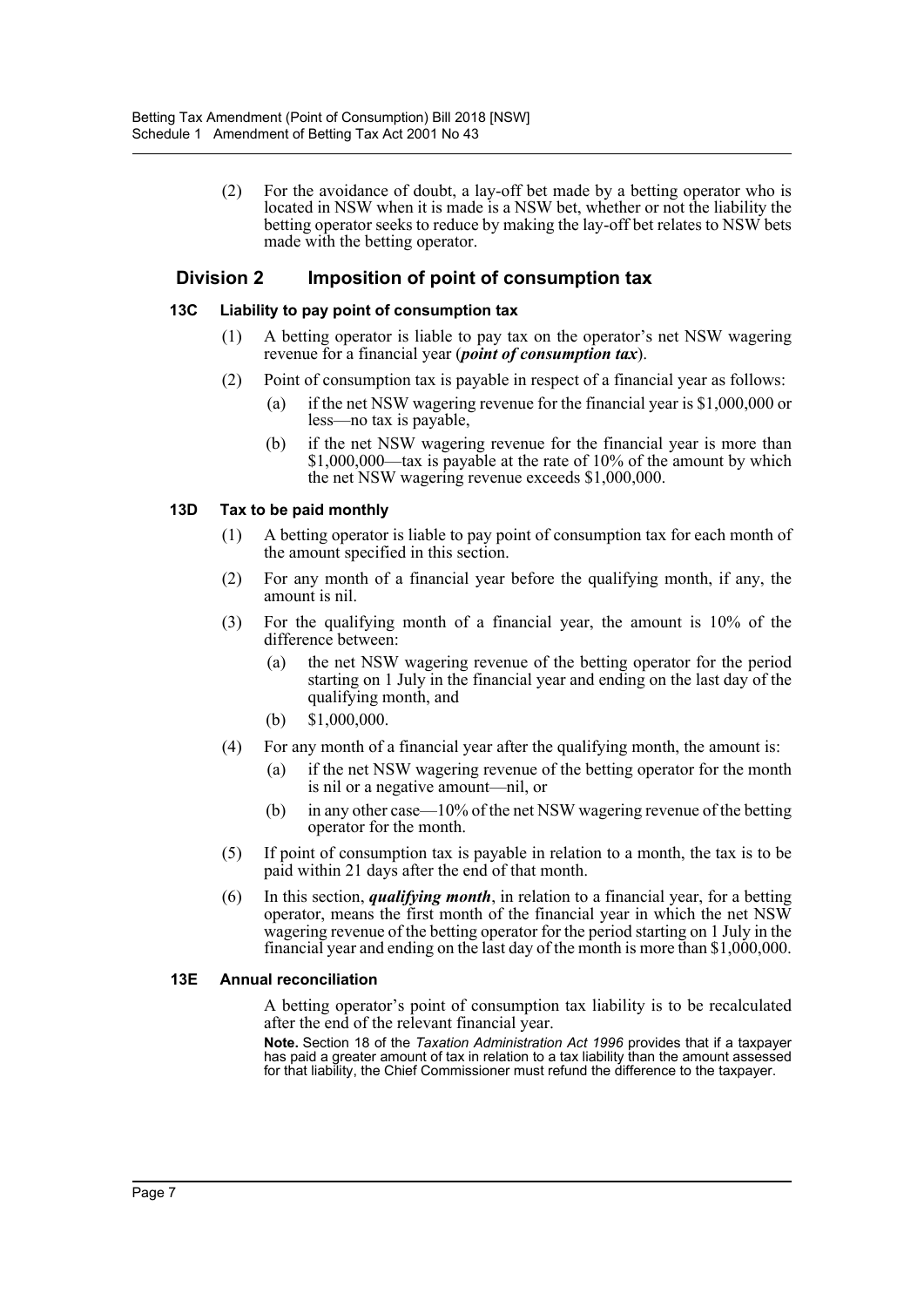(2) For the avoidance of doubt, a lay-off bet made by a betting operator who is located in NSW when it is made is a NSW bet, whether or not the liability the betting operator seeks to reduce by making the lay-off bet relates to NSW bets made with the betting operator.

## Division 2 Imposition of point of consumption tax

### 13C Liability to pay point of consumption tax

(1) A betting operator is liable to pay tax on the operator's net NSW wagering revenue for a financial year (***point of consumption tax***).

(2) Point of consumption tax is payable in respect of a financial year as follows:

(a) if the net NSW wagering revenue for the financial year is $1,000,000 or less—no tax is payable,

(b) if the net NSW wagering revenue for the financial year is more than $1,000,000—tax is payable at the rate of 10% of the amount by which the net NSW wagering revenue exceeds $1,000,000.

### 13D Tax to be paid monthly

(1) A betting operator is liable to pay point of consumption tax for each month of the amount specified in this section.

(2) For any month of a financial year before the qualifying month, if any, the amount is nil.

(3) For the qualifying month of a financial year, the amount is 10% of the difference between:

(a) the net NSW wagering revenue of the betting operator for the period starting on 1 July in the financial year and ending on the last day of the qualifying month, and

(b) $1,000,000.

(4) For any month of a financial year after the qualifying month, the amount is:

(a) if the net NSW wagering revenue of the betting operator for the month is nil or a negative amount—nil, or

(b) in any other case—10% of the net NSW wagering revenue of the betting operator for the month.

(5) If point of consumption tax is payable in relation to a month, the tax is to be paid within 21 days after the end of that month.

(6) In this section, ***qualifying month***, in relation to a financial year, for a betting operator, means the first month of the financial year in which the net NSW wagering revenue of the betting operator for the period starting on 1 July in the financial year and ending on the last day of the month is more than $1,000,000.

### 13E Annual reconciliation

A betting operator's point of consumption tax liability is to be recalculated after the end of the relevant financial year.

**Note.** Section 18 of the *Taxation Administration Act 1996* provides that if a taxpayer has paid a greater amount of tax in relation to a tax liability than the amount assessed for that liability, the Chief Commissioner must refund the difference to the taxpayer.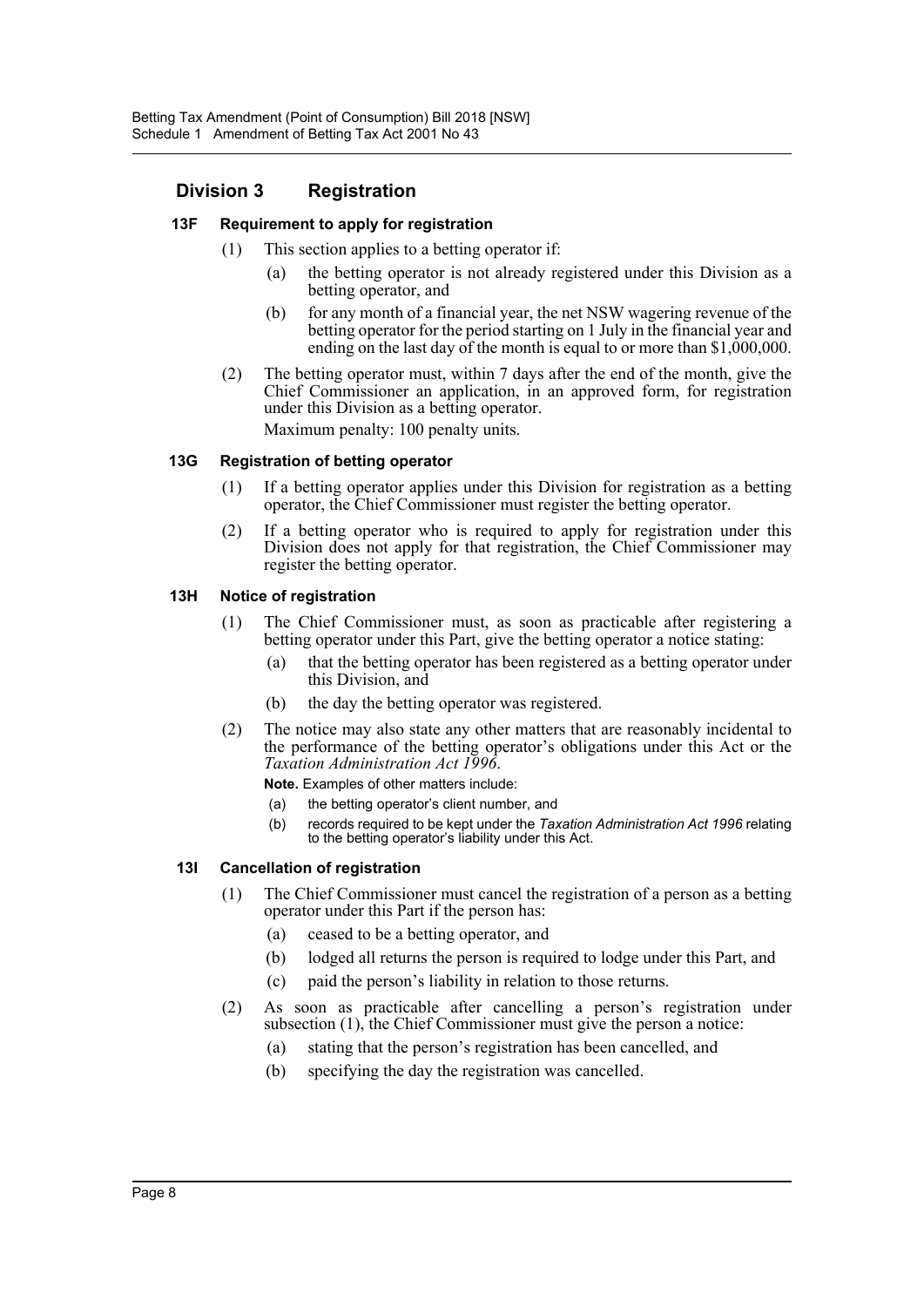## Division 3 Registration

### 13F Requirement to apply for registration

(1) This section applies to a betting operator if:

(a) the betting operator is not already registered under this Division as a betting operator, and

(b) for any month of a financial year, the net NSW wagering revenue of the betting operator for the period starting on 1 July in the financial year and ending on the last day of the month is equal to or more than $1,000,000.

(2) The betting operator must, within 7 days after the end of the month, give the Chief Commissioner an application, in an approved form, for registration under this Division as a betting operator.

Maximum penalty: 100 penalty units.

### 13G Registration of betting operator

(1) If a betting operator applies under this Division for registration as a betting operator, the Chief Commissioner must register the betting operator.

(2) If a betting operator who is required to apply for registration under this Division does not apply for that registration, the Chief Commissioner may register the betting operator.

### 13H Notice of registration

(1) The Chief Commissioner must, as soon as practicable after registering a betting operator under this Part, give the betting operator a notice stating:

(a) that the betting operator has been registered as a betting operator under this Division, and

(b) the day the betting operator was registered.

(2) The notice may also state any other matters that are reasonably incidental to the performance of the betting operator's obligations under this Act or the *Taxation Administration Act 1996*.

**Note.** Examples of other matters include:

(a) the betting operator's client number, and

(b) records required to be kept under the *Taxation Administration Act 1996* relating to the betting operator's liability under this Act.

### 13I Cancellation of registration

(1) The Chief Commissioner must cancel the registration of a person as a betting operator under this Part if the person has:

(a) ceased to be a betting operator, and

(b) lodged all returns the person is required to lodge under this Part, and

(c) paid the person's liability in relation to those returns.

(2) As soon as practicable after cancelling a person's registration under subsection (1), the Chief Commissioner must give the person a notice:

(a) stating that the person's registration has been cancelled, and

(b) specifying the day the registration was cancelled.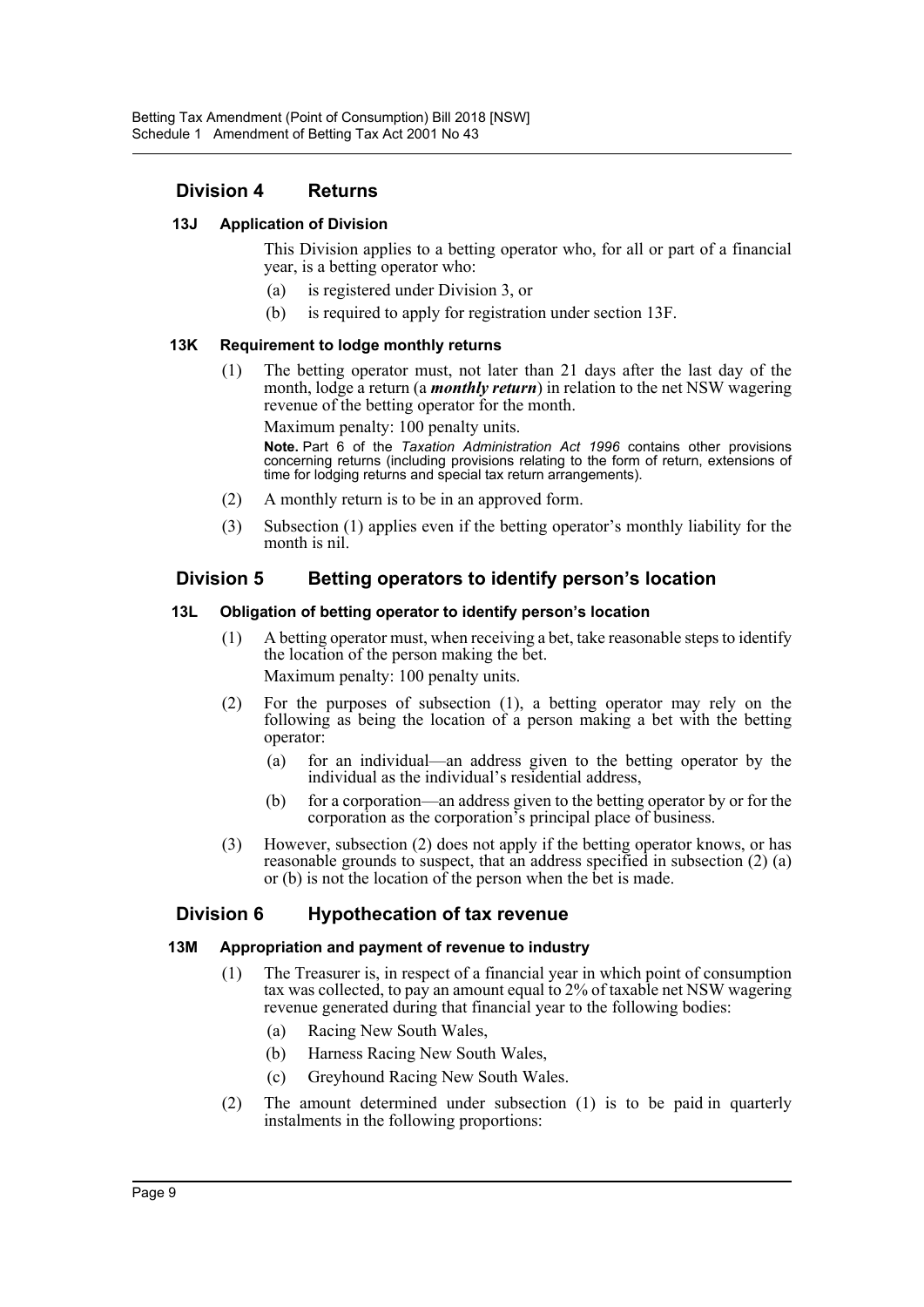## Division 4 Returns

### 13J Application of Division

This Division applies to a betting operator who, for all or part of a financial year, is a betting operator who:

(a) is registered under Division 3, or

(b) is required to apply for registration under section 13F.

### 13K Requirement to lodge monthly returns

(1) The betting operator must, not later than 21 days after the last day of the month, lodge a return (a ***monthly return***) in relation to the net NSW wagering revenue of the betting operator for the month.

Maximum penalty: 100 penalty units.

**Note.** Part 6 of the *Taxation Administration Act 1996* contains other provisions concerning returns (including provisions relating to the form of return, extensions of time for lodging returns and special tax return arrangements).

(2) A monthly return is to be in an approved form.

(3) Subsection (1) applies even if the betting operator's monthly liability for the month is nil.

## Division 5 Betting operators to identify person's location

### 13L Obligation of betting operator to identify person's location

(1) A betting operator must, when receiving a bet, take reasonable steps to identify the location of the person making the bet.

Maximum penalty: 100 penalty units.

(2) For the purposes of subsection (1), a betting operator may rely on the following as being the location of a person making a bet with the betting operator:

(a) for an individual—an address given to the betting operator by the individual as the individual's residential address,

(b) for a corporation—an address given to the betting operator by or for the corporation as the corporation's principal place of business.

(3) However, subsection (2) does not apply if the betting operator knows, or has reasonable grounds to suspect, that an address specified in subsection (2) (a) or (b) is not the location of the person when the bet is made.

## Division 6 Hypothecation of tax revenue

### 13M Appropriation and payment of revenue to industry

(1) The Treasurer is, in respect of a financial year in which point of consumption tax was collected, to pay an amount equal to 2% of taxable net NSW wagering revenue generated during that financial year to the following bodies:

(a) Racing New South Wales,

(b) Harness Racing New South Wales,

(c) Greyhound Racing New South Wales.

(2) The amount determined under subsection (1) is to be paid in quarterly instalments in the following proportions: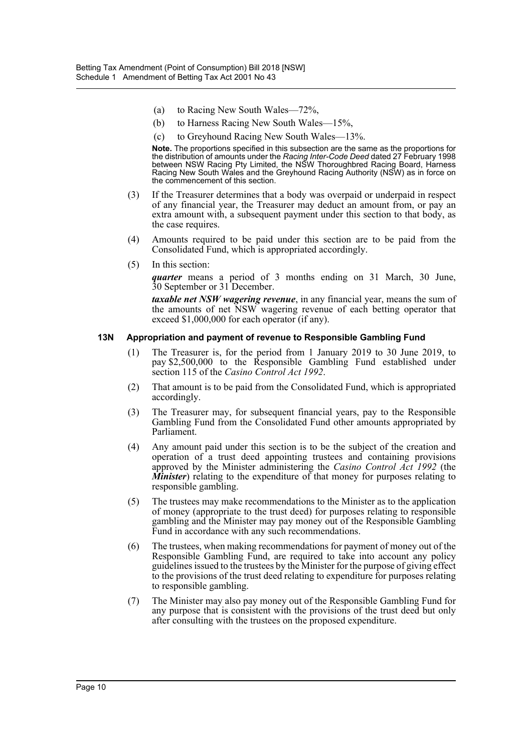(a) to Racing New South Wales—72%,

(b) to Harness Racing New South Wales—15%,

(c) to Greyhound Racing New South Wales—13%.

**Note.** The proportions specified in this subsection are the same as the proportions for the distribution of amounts under the *Racing Inter-Code Deed* dated 27 February 1998 between NSW Racing Pty Limited, the NSW Thoroughbred Racing Board, Harness Racing New South Wales and the Greyhound Racing Authority (NSW) as in force on the commencement of this section.

(3) If the Treasurer determines that a body was overpaid or underpaid in respect of any financial year, the Treasurer may deduct an amount from, or pay an extra amount with, a subsequent payment under this section to that body, as the case requires.

(4) Amounts required to be paid under this section are to be paid from the Consolidated Fund, which is appropriated accordingly.

(5) In this section:

***quarter*** means a period of 3 months ending on 31 March, 30 June, 30 September or 31 December.

***taxable net NSW wagering revenue***, in any financial year, means the sum of the amounts of net NSW wagering revenue of each betting operator that exceed $1,000,000 for each operator (if any).

### 13N Appropriation and payment of revenue to Responsible Gambling Fund

(1) The Treasurer is, for the period from 1 January 2019 to 30 June 2019, to pay $2,500,000 to the Responsible Gambling Fund established under section 115 of the *Casino Control Act 1992*.

(2) That amount is to be paid from the Consolidated Fund, which is appropriated accordingly.

(3) The Treasurer may, for subsequent financial years, pay to the Responsible Gambling Fund from the Consolidated Fund other amounts appropriated by Parliament.

(4) Any amount paid under this section is to be the subject of the creation and operation of a trust deed appointing trustees and containing provisions approved by the Minister administering the *Casino Control Act 1992* (the ***Minister***) relating to the expenditure of that money for purposes relating to responsible gambling.

(5) The trustees may make recommendations to the Minister as to the application of money (appropriate to the trust deed) for purposes relating to responsible gambling and the Minister may pay money out of the Responsible Gambling Fund in accordance with any such recommendations.

(6) The trustees, when making recommendations for payment of money out of the Responsible Gambling Fund, are required to take into account any policy guidelines issued to the trustees by the Minister for the purpose of giving effect to the provisions of the trust deed relating to expenditure for purposes relating to responsible gambling.

(7) The Minister may also pay money out of the Responsible Gambling Fund for any purpose that is consistent with the provisions of the trust deed but only after consulting with the trustees on the proposed expenditure.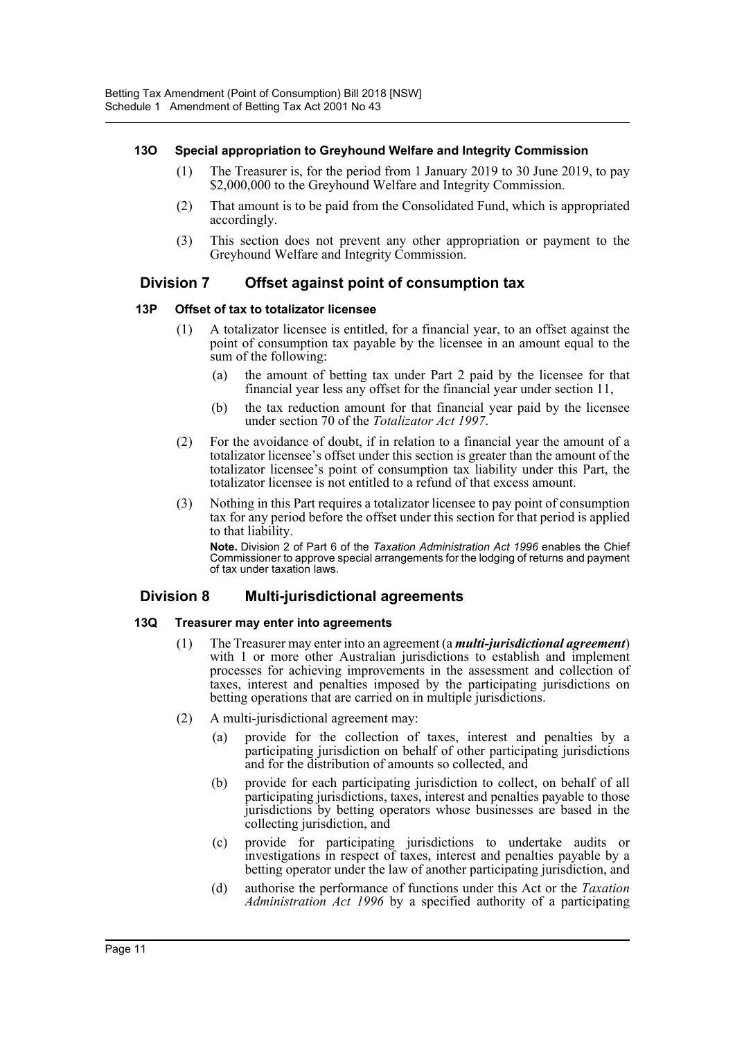#### 13O Special appropriation to Greyhound Welfare and Integrity Commission

(1) The Treasurer is, for the period from 1 January 2019 to 30 June 2019, to pay $2,000,000 to the Greyhound Welfare and Integrity Commission.

(2) That amount is to be paid from the Consolidated Fund, which is appropriated accordingly.

(3) This section does not prevent any other appropriation or payment to the Greyhound Welfare and Integrity Commission.

### Division 7 Offset against point of consumption tax

#### 13P Offset of tax to totalizator licensee

(1) A totalizator licensee is entitled, for a financial year, to an offset against the point of consumption tax payable by the licensee in an amount equal to the sum of the following:

(a) the amount of betting tax under Part 2 paid by the licensee for that financial year less any offset for the financial year under section 11,

(b) the tax reduction amount for that financial year paid by the licensee under section 70 of the *Totalizator Act 1997*.

(2) For the avoidance of doubt, if in relation to a financial year the amount of a totalizator licensee's offset under this section is greater than the amount of the totalizator licensee's point of consumption tax liability under this Part, the totalizator licensee is not entitled to a refund of that excess amount.

(3) Nothing in this Part requires a totalizator licensee to pay point of consumption tax for any period before the offset under this section for that period is applied to that liability.

**Note.** Division 2 of Part 6 of the *Taxation Administration Act 1996* enables the Chief Commissioner to approve special arrangements for the lodging of returns and payment of tax under taxation laws.

### Division 8 Multi-jurisdictional agreements

#### 13Q Treasurer may enter into agreements

(1) The Treasurer may enter into an agreement (a ***multi-jurisdictional agreement***) with 1 or more other Australian jurisdictions to establish and implement processes for achieving improvements in the assessment and collection of taxes, interest and penalties imposed by the participating jurisdictions on betting operations that are carried on in multiple jurisdictions.

(2) A multi-jurisdictional agreement may:

(a) provide for the collection of taxes, interest and penalties by a participating jurisdiction on behalf of other participating jurisdictions and for the distribution of amounts so collected, and

(b) provide for each participating jurisdiction to collect, on behalf of all participating jurisdictions, taxes, interest and penalties payable to those jurisdictions by betting operators whose businesses are based in the collecting jurisdiction, and

(c) provide for participating jurisdictions to undertake audits or investigations in respect of taxes, interest and penalties payable by a betting operator under the law of another participating jurisdiction, and

(d) authorise the performance of functions under this Act or the *Taxation Administration Act 1996* by a specified authority of a participating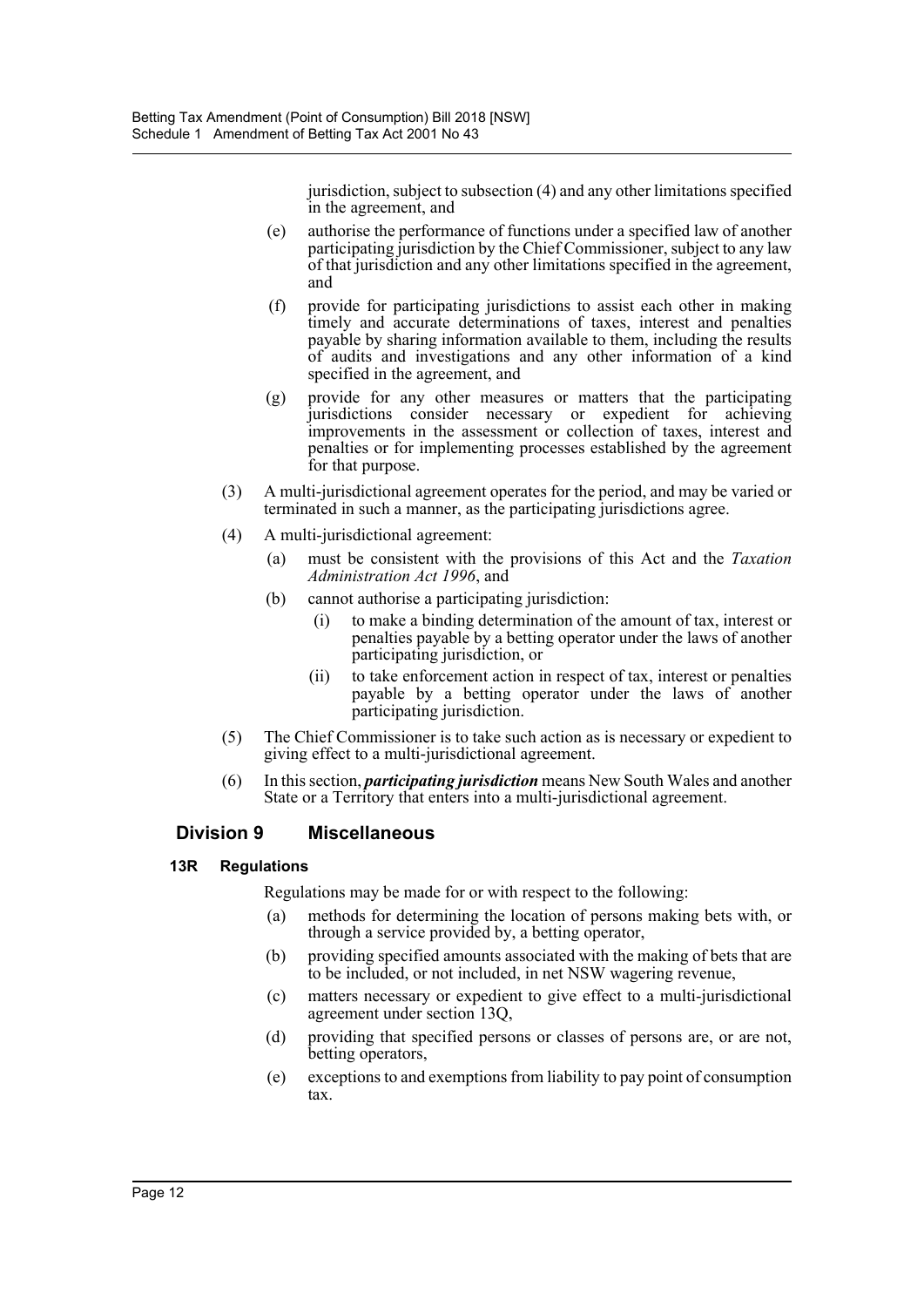jurisdiction, subject to subsection (4) and any other limitations specified in the agreement, and

(e) authorise the performance of functions under a specified law of another participating jurisdiction by the Chief Commissioner, subject to any law of that jurisdiction and any other limitations specified in the agreement, and

(f) provide for participating jurisdictions to assist each other in making timely and accurate determinations of taxes, interest and penalties payable by sharing information available to them, including the results of audits and investigations and any other information of a kind specified in the agreement, and

(g) provide for any other measures or matters that the participating jurisdictions consider necessary or expedient for achieving improvements in the assessment or collection of taxes, interest and penalties or for implementing processes established by the agreement for that purpose.

(3) A multi-jurisdictional agreement operates for the period, and may be varied or terminated in such a manner, as the participating jurisdictions agree.

(4) A multi-jurisdictional agreement:

(a) must be consistent with the provisions of this Act and the *Taxation Administration Act 1996*, and

(b) cannot authorise a participating jurisdiction:

(i) to make a binding determination of the amount of tax, interest or penalties payable by a betting operator under the laws of another participating jurisdiction, or

(ii) to take enforcement action in respect of tax, interest or penalties payable by a betting operator under the laws of another participating jurisdiction.

(5) The Chief Commissioner is to take such action as is necessary or expedient to giving effect to a multi-jurisdictional agreement.

(6) In this section, ***participating jurisdiction*** means New South Wales and another State or a Territory that enters into a multi-jurisdictional agreement.

## Division 9 Miscellaneous

### 13R Regulations

Regulations may be made for or with respect to the following:

(a) methods for determining the location of persons making bets with, or through a service provided by, a betting operator,

(b) providing specified amounts associated with the making of bets that are to be included, or not included, in net NSW wagering revenue,

(c) matters necessary or expedient to give effect to a multi-jurisdictional agreement under section 13Q,

(d) providing that specified persons or classes of persons are, or are not, betting operators,

(e) exceptions to and exemptions from liability to pay point of consumption tax.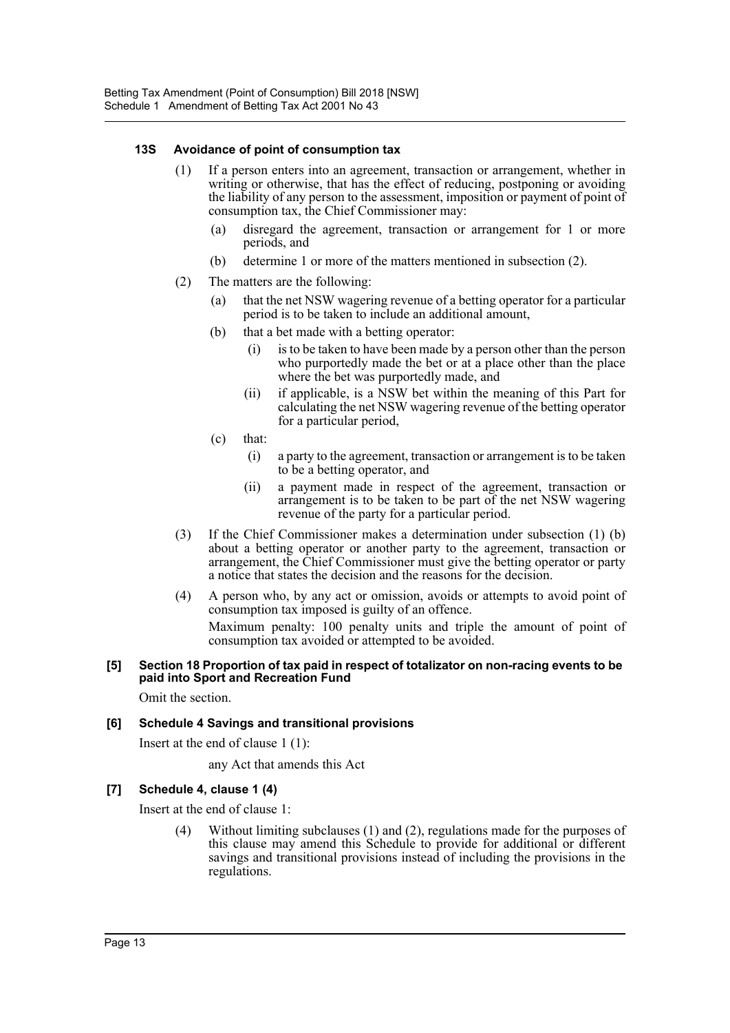#### 13S Avoidance of point of consumption tax

(1) If a person enters into an agreement, transaction or arrangement, whether in writing or otherwise, that has the effect of reducing, postponing or avoiding the liability of any person to the assessment, imposition or payment of point of consumption tax, the Chief Commissioner may:

(a) disregard the agreement, transaction or arrangement for 1 or more periods, and

(b) determine 1 or more of the matters mentioned in subsection (2).

(2) The matters are the following:

(a) that the net NSW wagering revenue of a betting operator for a particular period is to be taken to include an additional amount,

(b) that a bet made with a betting operator:

(i) is to be taken to have been made by a person other than the person who purportedly made the bet or at a place other than the place where the bet was purportedly made, and

(ii) if applicable, is a NSW bet within the meaning of this Part for calculating the net NSW wagering revenue of the betting operator for a particular period,

(c) that:

(i) a party to the agreement, transaction or arrangement is to be taken to be a betting operator, and

(ii) a payment made in respect of the agreement, transaction or arrangement is to be taken to be part of the net NSW wagering revenue of the party for a particular period.

(3) If the Chief Commissioner makes a determination under subsection (1) (b) about a betting operator or another party to the agreement, transaction or arrangement, the Chief Commissioner must give the betting operator or party a notice that states the decision and the reasons for the decision.

(4) A person who, by any act or omission, avoids or attempts to avoid point of consumption tax imposed is guilty of an offence.

Maximum penalty: 100 penalty units and triple the amount of point of consumption tax avoided or attempted to be avoided.

#### [5] Section 18 Proportion of tax paid in respect of totalizator on non-racing events to be paid into Sport and Recreation Fund

Omit the section.

#### [6] Schedule 4 Savings and transitional provisions

Insert at the end of clause 1 (1):

any Act that amends this Act

#### [7] Schedule 4, clause 1 (4)

Insert at the end of clause 1:

(4) Without limiting subclauses (1) and (2), regulations made for the purposes of this clause may amend this Schedule to provide for additional or different savings and transitional provisions instead of including the provisions in the regulations.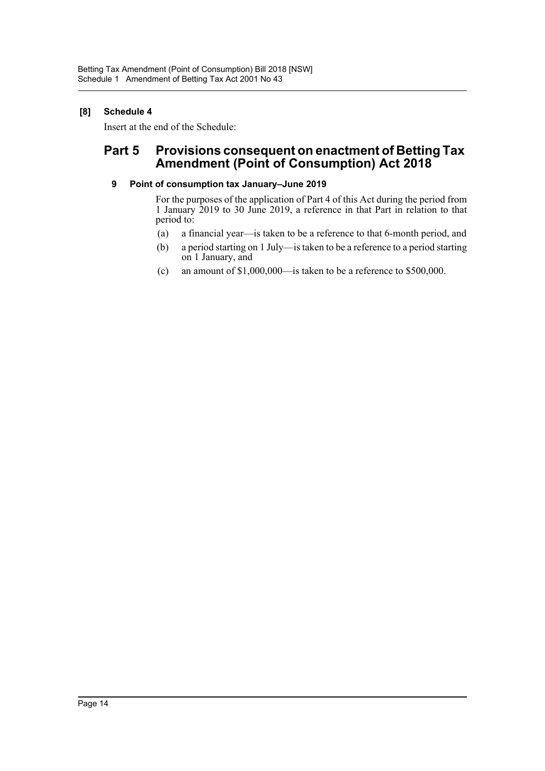**[8] Schedule 4**

Insert at the end of the Schedule:

## Part 5 Provisions consequent on enactment of Betting Tax Amendment (Point of Consumption) Act 2018

### 9 Point of consumption tax January–June 2019

For the purposes of the application of Part 4 of this Act during the period from 1 January 2019 to 30 June 2019, a reference in that Part in relation to that period to:

(a) a financial year—is taken to be a reference to that 6-month period, and

(b) a period starting on 1 July—is taken to be a reference to a period starting on 1 January, and

(c) an amount of $1,000,000—is taken to be a reference to $500,000.